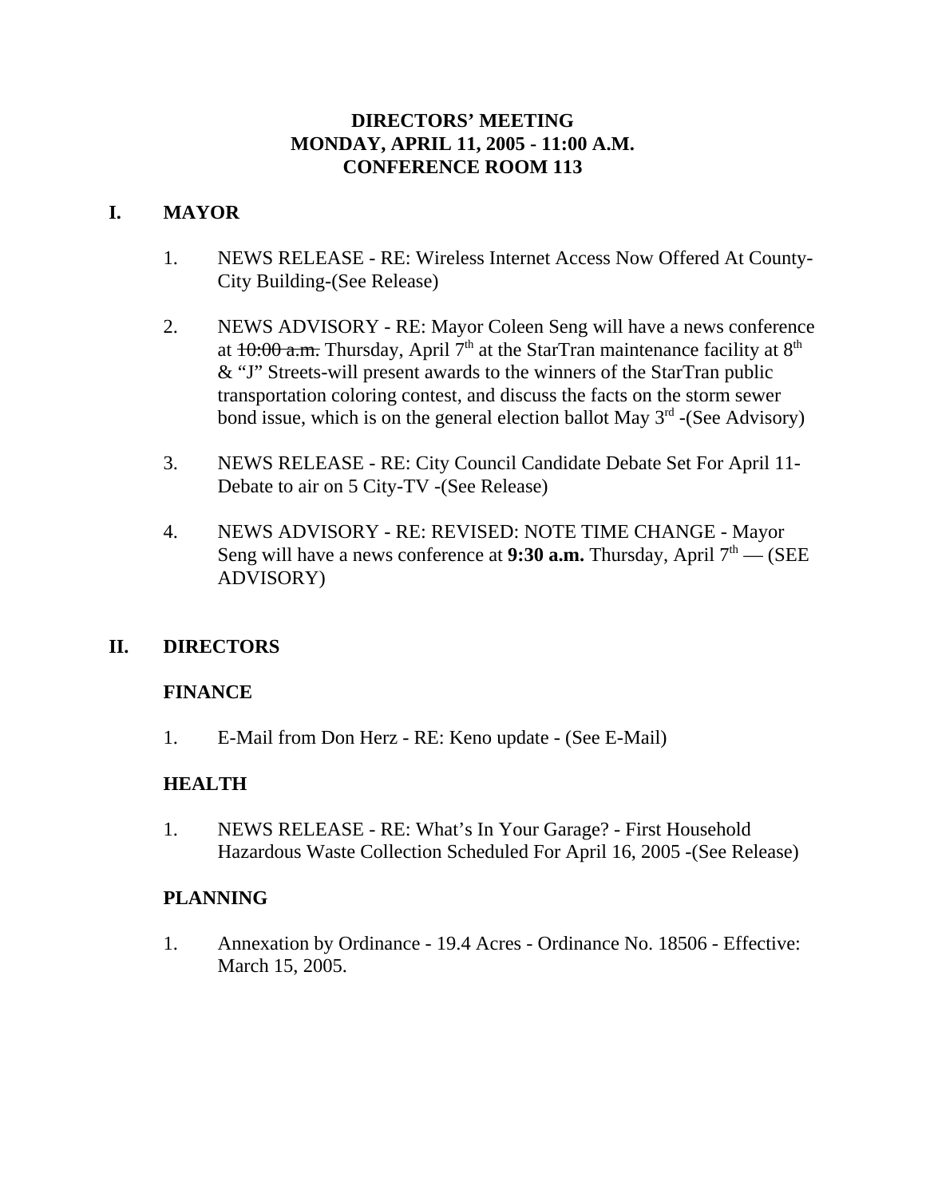# DIRECTORS' MEETING
# MONDAY, APRIL 11, 2005 - 11:00 A.M.
# CONFERENCE ROOM 113

## I. MAYOR

1. NEWS RELEASE - RE: Wireless Internet Access Now Offered At County-City Building-(See Release)

2. NEWS ADVISORY - RE: Mayor Coleen Seng will have a news conference at ~~10:00 a.m.~~ Thursday, April 7th at the StarTran maintenance facility at 8th & "J" Streets-will present awards to the winners of the StarTran public transportation coloring contest, and discuss the facts on the storm sewer bond issue, which is on the general election ballot May 3rd -(See Advisory)

3. NEWS RELEASE - RE: City Council Candidate Debate Set For April 11-Debate to air on 5 City-TV -(See Release)

4. NEWS ADVISORY - RE: REVISED: NOTE TIME CHANGE - Mayor Seng will have a news conference at **9:30 a.m.** Thursday, April 7th — (SEE ADVISORY)

## II. DIRECTORS

### FINANCE

1. E-Mail from Don Herz - RE: Keno update - (See E-Mail)

### HEALTH

1. NEWS RELEASE - RE: What's In Your Garage? - First Household Hazardous Waste Collection Scheduled For April 16, 2005 -(See Release)

### PLANNING

1. Annexation by Ordinance - 19.4 Acres - Ordinance No. 18506 - Effective: March 15, 2005.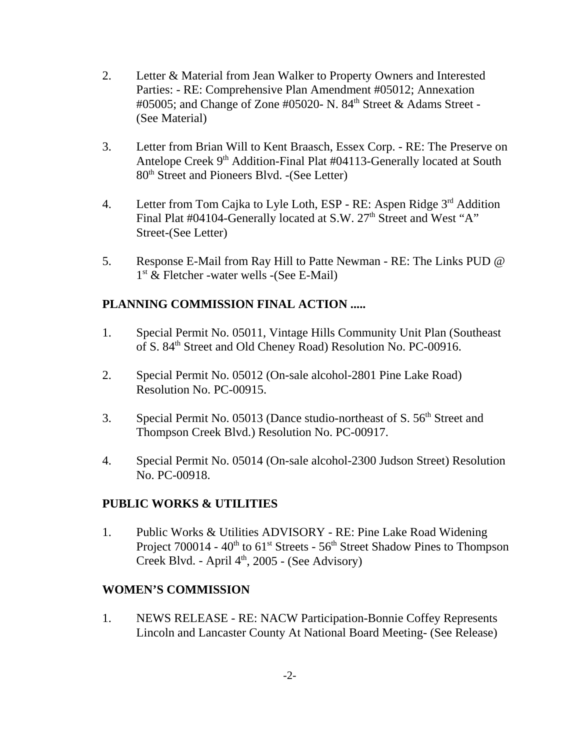2. Letter & Material from Jean Walker to Property Owners and Interested Parties: - RE: Comprehensive Plan Amendment #05012; Annexation #05005; and Change of Zone #05020- N. 84th Street & Adams Street - (See Material)

3. Letter from Brian Will to Kent Braasch, Essex Corp. - RE: The Preserve on Antelope Creek 9th Addition-Final Plat #04113-Generally located at South 80th Street and Pioneers Blvd. -(See Letter)

4. Letter from Tom Cajka to Lyle Loth, ESP - RE: Aspen Ridge 3rd Addition Final Plat #04104-Generally located at S.W. 27th Street and West "A" Street-(See Letter)

5. Response E-Mail from Ray Hill to Patte Newman - RE: The Links PUD @ 1st & Fletcher -water wells -(See E-Mail)

**PLANNING COMMISSION FINAL ACTION .....**

1. Special Permit No. 05011, Vintage Hills Community Unit Plan (Southeast of S. 84th Street and Old Cheney Road) Resolution No. PC-00916.

2. Special Permit No. 05012 (On-sale alcohol-2801 Pine Lake Road) Resolution No. PC-00915.

3. Special Permit No. 05013 (Dance studio-northeast of S. 56th Street and Thompson Creek Blvd.) Resolution No. PC-00917.

4. Special Permit No. 05014 (On-sale alcohol-2300 Judson Street) Resolution No. PC-00918.

**PUBLIC WORKS & UTILITIES**

1. Public Works & Utilities ADVISORY - RE: Pine Lake Road Widening Project 700014 - 40th to 61st Streets - 56th Street Shadow Pines to Thompson Creek Blvd. - April 4th, 2005 - (See Advisory)

**WOMEN'S COMMISSION**

1. NEWS RELEASE - RE: NACW Participation-Bonnie Coffey Represents Lincoln and Lancaster County At National Board Meeting- (See Release)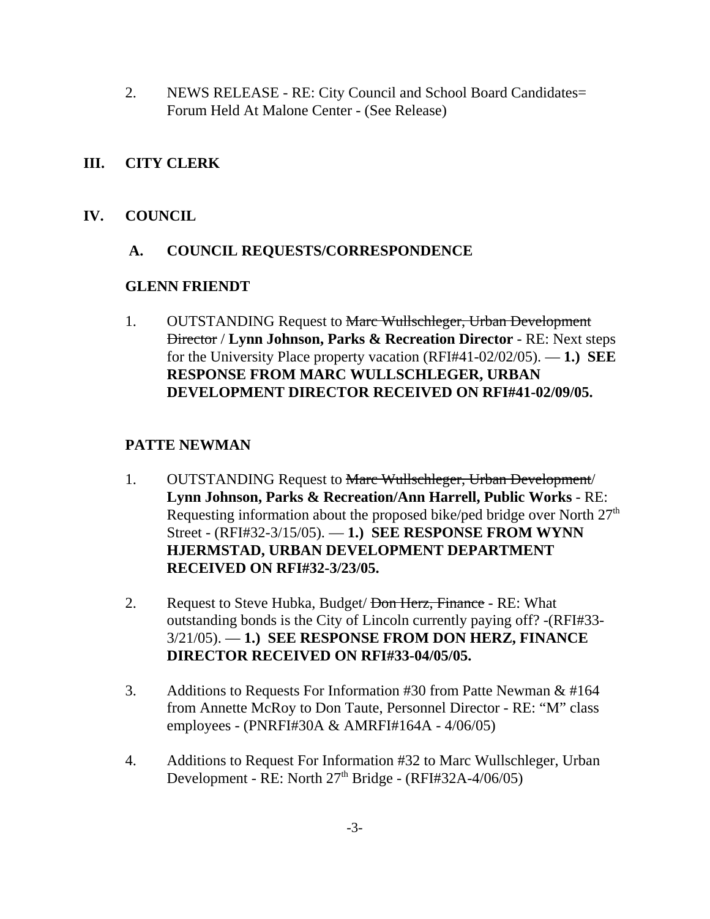2. NEWS RELEASE - RE: City Council and School Board Candidates= Forum Held At Malone Center - (See Release)

## III. CITY CLERK

## IV. COUNCIL

### A. COUNCIL REQUESTS/CORRESPONDENCE

**GLENN FRIENDT**

1. OUTSTANDING Request to ~~Marc Wullschleger, Urban Development Director~~ / **Lynn Johnson, Parks & Recreation Director** - RE: Next steps for the University Place property vacation (RFI#41-02/02/05). — **1.) SEE RESPONSE FROM MARC WULLSCHLEGER, URBAN DEVELOPMENT DIRECTOR RECEIVED ON RFI#41-02/09/05.**

**PATTE NEWMAN**

1. OUTSTANDING Request to ~~Marc Wullschleger, Urban Development~~/ **Lynn Johnson, Parks & Recreation/Ann Harrell, Public Works** - RE: Requesting information about the proposed bike/ped bridge over North 27th Street - (RFI#32-3/15/05). — **1.) SEE RESPONSE FROM WYNN HJERMSTAD, URBAN DEVELOPMENT DEPARTMENT RECEIVED ON RFI#32-3/23/05.**

2. Request to Steve Hubka, Budget/ ~~Don Herz, Finance~~ - RE: What outstanding bonds is the City of Lincoln currently paying off? -(RFI#33-3/21/05). — **1.) SEE RESPONSE FROM DON HERZ, FINANCE DIRECTOR RECEIVED ON RFI#33-04/05/05.**

3. Additions to Requests For Information #30 from Patte Newman & #164 from Annette McRoy to Don Taute, Personnel Director - RE: "M" class employees - (PNRFI#30A & AMRFI#164A - 4/06/05)

4. Additions to Request For Information #32 to Marc Wullschleger, Urban Development - RE: North 27th Bridge - (RFI#32A-4/06/05)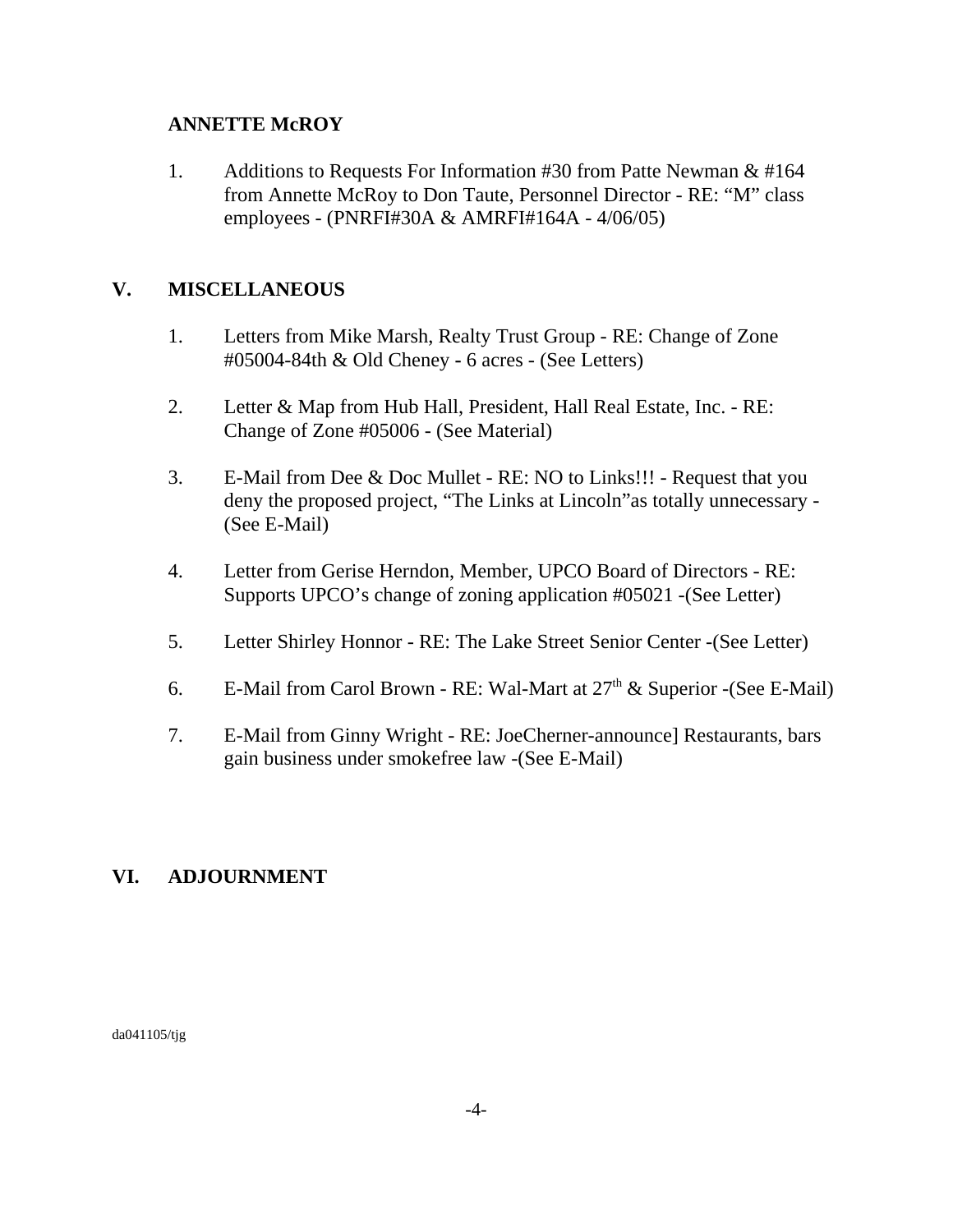**ANNETTE McROY**

1. Additions to Requests For Information #30 from Patte Newman & #164 from Annette McRoy to Don Taute, Personnel Director - RE: "M" class employees - (PNRFI#30A & AMRFI#164A - 4/06/05)

## V. MISCELLANEOUS

1. Letters from Mike Marsh, Realty Trust Group - RE: Change of Zone #05004-84th & Old Cheney - 6 acres - (See Letters)

2. Letter & Map from Hub Hall, President, Hall Real Estate, Inc. - RE: Change of Zone #05006 - (See Material)

3. E-Mail from Dee & Doc Mullet - RE: NO to Links!!! - Request that you deny the proposed project, "The Links at Lincoln"as totally unnecessary - (See E-Mail)

4. Letter from Gerise Herndon, Member, UPCO Board of Directors - RE: Supports UPCO's change of zoning application #05021 -(See Letter)

5. Letter Shirley Honnor - RE: The Lake Street Senior Center -(See Letter)

6. E-Mail from Carol Brown - RE: Wal-Mart at 27th & Superior -(See E-Mail)

7. E-Mail from Ginny Wright - RE: JoeCherner-announce] Restaurants, bars gain business under smokefree law -(See E-Mail)

## VI. ADJOURNMENT

da041105/tjg